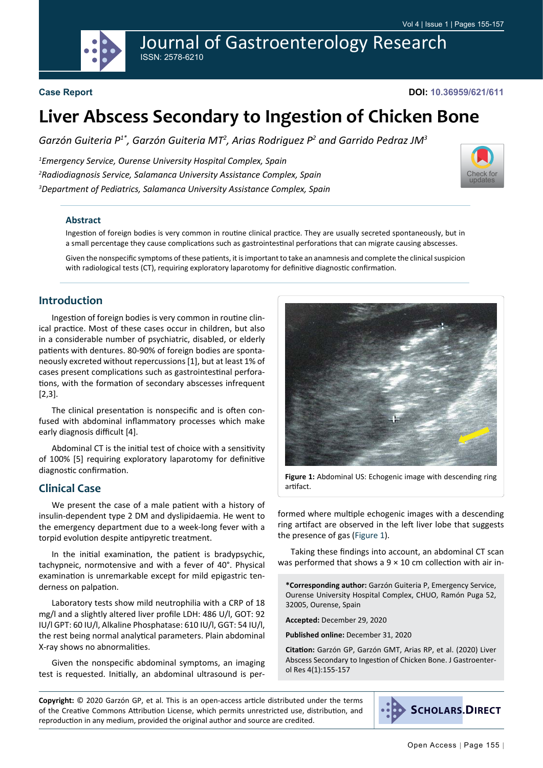Case Report

DOI: 10.36959/621/611

# Liver Abscess Secondary to Ingestion of Chicken Bone

*Garzón Guiteria P[1*], Garzón Guiteria MT[2], Arias Rodriguez P[2] and Garrido Pedraz JM[3]*

[1]*Emergency Service, Ourense University Hospital Complex, Spain*

[2]*Radiodiagnosis Service, Salamanca University Assistance Complex, Spain*

[3]*Department of Pediatrics, Salamanca University Assistance Complex, Spain*

## Abstract

Ingestion of foreign bodies is very common in routine clinical practice. They are usually secreted spontaneously, but in a small percentage they cause complications such as gastrointestinal perforations that can migrate causing abscesses.

Given the nonspecific symptoms of these patients, it is important to take an anamnesis and complete the clinical suspicion with radiological tests (CT), requiring exploratory laparotomy for definitive diagnostic confirmation.

## Introduction

Ingestion of foreign bodies is very common in routine clinical practice. Most of these cases occur in children, but also in a considerable number of psychiatric, disabled, or elderly patients with dentures. 80-90% of foreign bodies are spontaneously excreted without repercussions [1], but at least 1% of cases present complications such as gastrointestinal perforations, with the formation of secondary abscesses infrequent [2,3].

The clinical presentation is nonspecific and is often confused with abdominal inflammatory processes which make early diagnosis difficult [4].

Abdominal CT is the initial test of choice with a sensitivity of 100% [5] requiring exploratory laparotomy for definitive diagnostic confirmation.

## Clinical Case

We present the case of a male patient with a history of insulin-dependent type 2 DM and dyslipidaemia. He went to the emergency department due to a week-long fever with a torpid evolution despite antipyretic treatment.

In the initial examination, the patient is bradypsychic, tachypneic, normotensive and with a fever of 40°. Physical examination is unremarkable except for mild epigastric tenderness on palpation.

Laboratory tests show mild neutrophilia with a CRP of 18 mg/l and a slightly altered liver profile LDH: 486 U/l, GOT: 92 IU/l GPT: 60 IU/l, Alkaline Phosphatase: 610 IU/l, GGT: 54 IU/l, the rest being normal analytical parameters. Plain abdominal X-ray shows no abnormalities.

Given the nonspecific abdominal symptoms, an imaging test is requested. Initially, an abdominal ultrasound is performed where multiple echogenic images with a descending ring artifact are observed in the left liver lobe that suggests the presence of gas (Figure 1).

**Figure 1:** Abdominal US: Echogenic image with descending ring artifact.

Taking these findings into account, an abdominal CT scan was performed that shows a 9 × 10 cm collection with air in-

**\*Corresponding author:** Garzón Guiteria P, Emergency Service, Ourense University Hospital Complex, CHUO, Ramón Puga 52, 32005, Ourense, Spain

**Accepted:** December 29, 2020

**Published online:** December 31, 2020

**Citation:** Garzón GP, Garzón GMT, Arias RP, et al. (2020) Liver Abscess Secondary to Ingestion of Chicken Bone. J Gastroenterol Res 4(1):155-157

**Copyright:** © 2020 Garzón GP, et al. This is an open-access article distributed under the terms of the Creative Commons Attribution License, which permits unrestricted use, distribution, and reproduction in any medium, provided the original author and source are credited.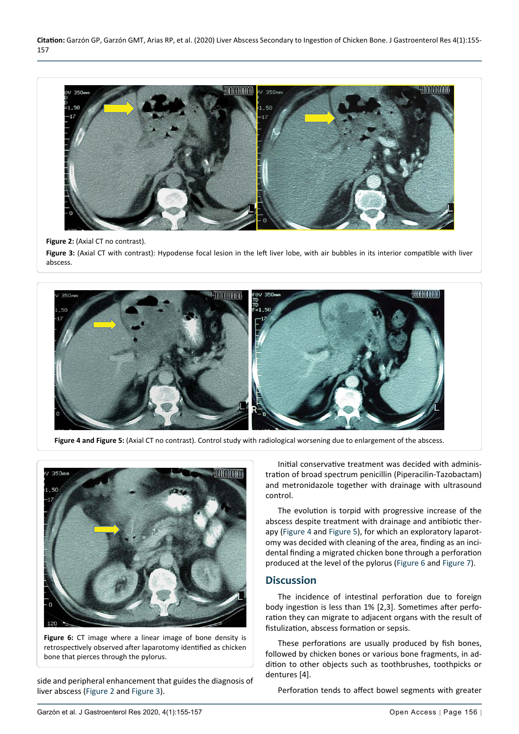**Figure 2:** (Axial CT no contrast).

**Figure 3:** (Axial CT with contrast): Hypodense focal lesion in the left liver lobe, with air bubbles in its interior compatible with liver abscess.

**Figure 4 and Figure 5:** (Axial CT no contrast). Control study with radiological worsening due to enlargement of the abscess.

**Figure 6:** CT image where a linear image of bone density is retrospectively observed after laparotomy identified as chicken bone that pierces through the pylorus.

side and peripheral enhancement that guides the diagnosis of liver abscess (Figure 2 and Figure 3).

Initial conservative treatment was decided with administration of broad spectrum penicillin (Piperacilin-Tazobactam) and metronidazole together with drainage with ultrasound control.

The evolution is torpid with progressive increase of the abscess despite treatment with drainage and antibiotic therapy (Figure 4 and Figure 5), for which an exploratory laparotomy was decided with cleaning of the area, finding as an incidental finding a migrated chicken bone through a perforation produced at the level of the pylorus (Figure 6 and Figure 7).

## Discussion

The incidence of intestinal perforation due to foreign body ingestion is less than 1% [2,3]. Sometimes after perforation they can migrate to adjacent organs with the result of fistulization, abscess formation or sepsis.

These perforations are usually produced by fish bones, followed by chicken bones or various bone fragments, in addition to other objects such as toothbrushes, toothpicks or dentures [4].

Perforation tends to affect bowel segments with greater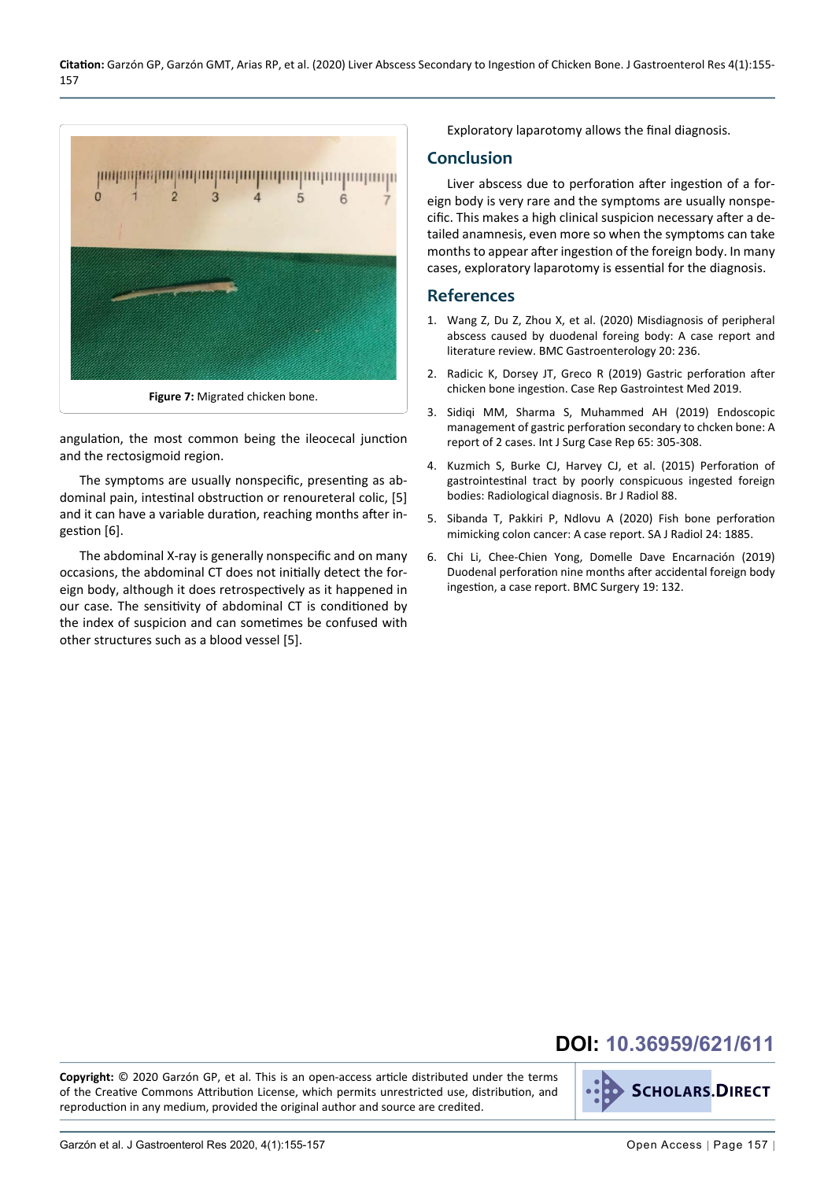Figure 7: Migrated chicken bone.

angulation, the most common being the ileocecal junction and the rectosigmoid region.

The symptoms are usually nonspecific, presenting as abdominal pain, intestinal obstruction or renoureteral colic, [5] and it can have a variable duration, reaching months after ingestion [6].

The abdominal X-ray is generally nonspecific and on many occasions, the abdominal CT does not initially detect the foreign body, although it does retrospectively as it happened in our case. The sensitivity of abdominal CT is conditioned by the index of suspicion and can sometimes be confused with other structures such as a blood vessel [5].

Exploratory laparotomy allows the final diagnosis.

## Conclusion

Liver abscess due to perforation after ingestion of a foreign body is very rare and the symptoms are usually nonspecific. This makes a high clinical suspicion necessary after a detailed anamnesis, even more so when the symptoms can take months to appear after ingestion of the foreign body. In many cases, exploratory laparotomy is essential for the diagnosis.

## References

1. Wang Z, Du Z, Zhou X, et al. (2020) Misdiagnosis of peripheral abscess caused by duodenal foreing body: A case report and literature review. BMC Gastroenterology 20: 236.
2. Radicic K, Dorsey JT, Greco R (2019) Gastric perforation after chicken bone ingestion. Case Rep Gastrointest Med 2019.
3. Sidiqi MM, Sharma S, Muhammed AH (2019) Endoscopic management of gastric perforation secondary to chcken bone: A report of 2 cases. Int J Surg Case Rep 65: 305-308.
4. Kuzmich S, Burke CJ, Harvey CJ, et al. (2015) Perforation of gastrointestinal tract by poorly conspicuous ingested foreign bodies: Radiological diagnosis. Br J Radiol 88.
5. Sibanda T, Pakkiri P, Ndlovu A (2020) Fish bone perforation mimicking colon cancer: A case report. SA J Radiol 24: 1885.
6. Chi Li, Chee-Chien Yong, Domelle Dave Encarnación (2019) Duodenal perforation nine months after accidental foreign body ingestion, a case report. BMC Surgery 19: 132.

**DOI: 10.36959/621/611**

**Copyright:** © 2020 Garzón GP, et al. This is an open-access article distributed under the terms of the Creative Commons Attribution License, which permits unrestricted use, distribution, and reproduction in any medium, provided the original author and source are credited.